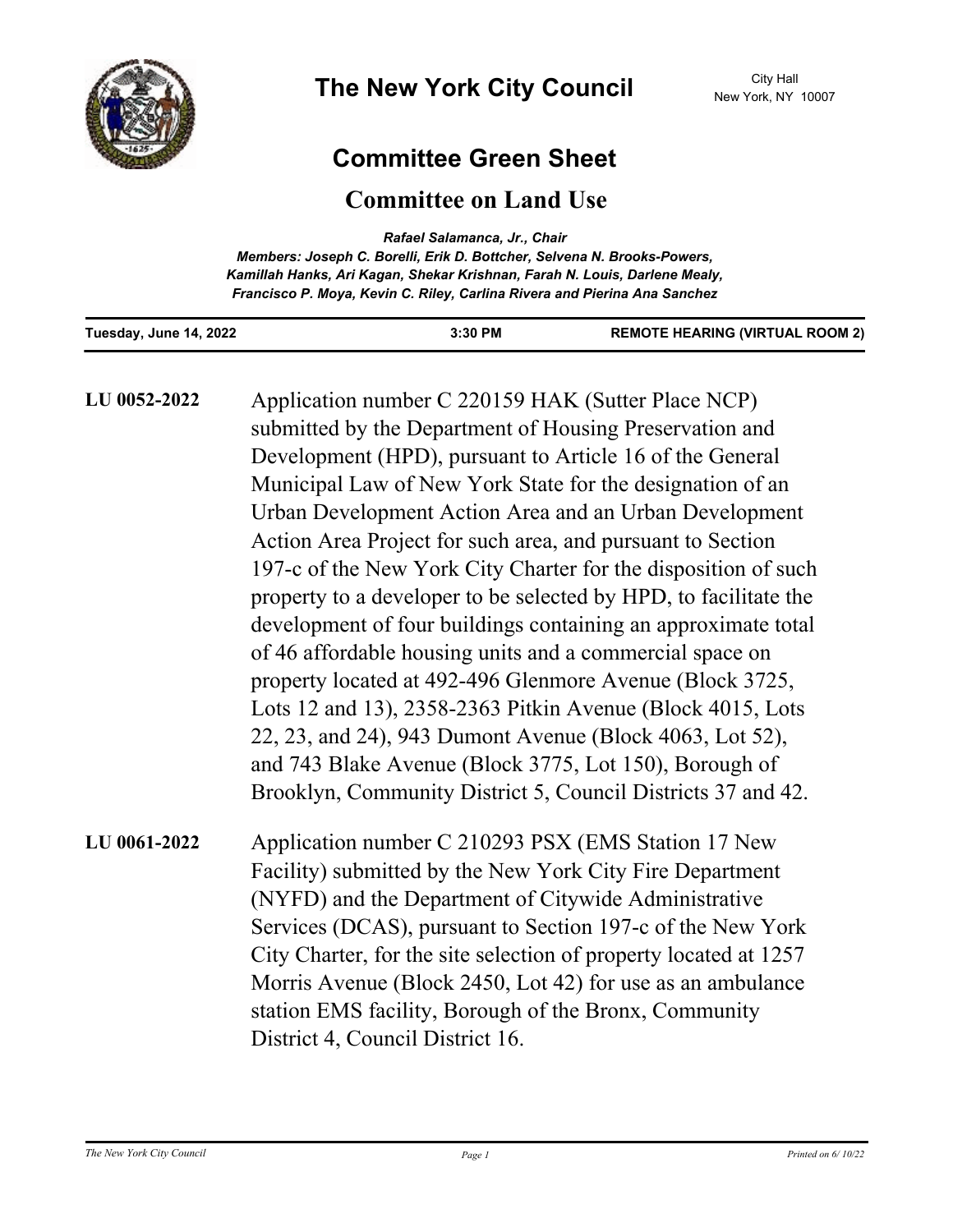# The New York City Council

City Hall
New York, NY 10007

## Committee Green Sheet

## Committee on Land Use

*Rafael Salamanca, Jr., Chair*
*Members: Joseph C. Borelli, Erik D. Bottcher, Selvena N. Brooks-Powers, Kamillah Hanks, Ari Kagan, Shekar Krishnan, Farah N. Louis, Darlene Mealy, Francisco P. Moya, Kevin C. Riley, Carlina Rivera and Pierina Ana Sanchez*

**Tuesday, June 14, 2022** **3:30 PM** **REMOTE HEARING (VIRTUAL ROOM 2)**

**LU 0052-2022** Application number C 220159 HAK (Sutter Place NCP) submitted by the Department of Housing Preservation and Development (HPD), pursuant to Article 16 of the General Municipal Law of New York State for the designation of an Urban Development Action Area and an Urban Development Action Area Project for such area, and pursuant to Section 197-c of the New York City Charter for the disposition of such property to a developer to be selected by HPD, to facilitate the development of four buildings containing an approximate total of 46 affordable housing units and a commercial space on property located at 492-496 Glenmore Avenue (Block 3725, Lots 12 and 13), 2358-2363 Pitkin Avenue (Block 4015, Lots 22, 23, and 24), 943 Dumont Avenue (Block 4063, Lot 52), and 743 Blake Avenue (Block 3775, Lot 150), Borough of Brooklyn, Community District 5, Council Districts 37 and 42.

**LU 0061-2022** Application number C 210293 PSX (EMS Station 17 New Facility) submitted by the New York City Fire Department (NYFD) and the Department of Citywide Administrative Services (DCAS), pursuant to Section 197-c of the New York City Charter, for the site selection of property located at 1257 Morris Avenue (Block 2450, Lot 42) for use as an ambulance station EMS facility, Borough of the Bronx, Community District 4, Council District 16.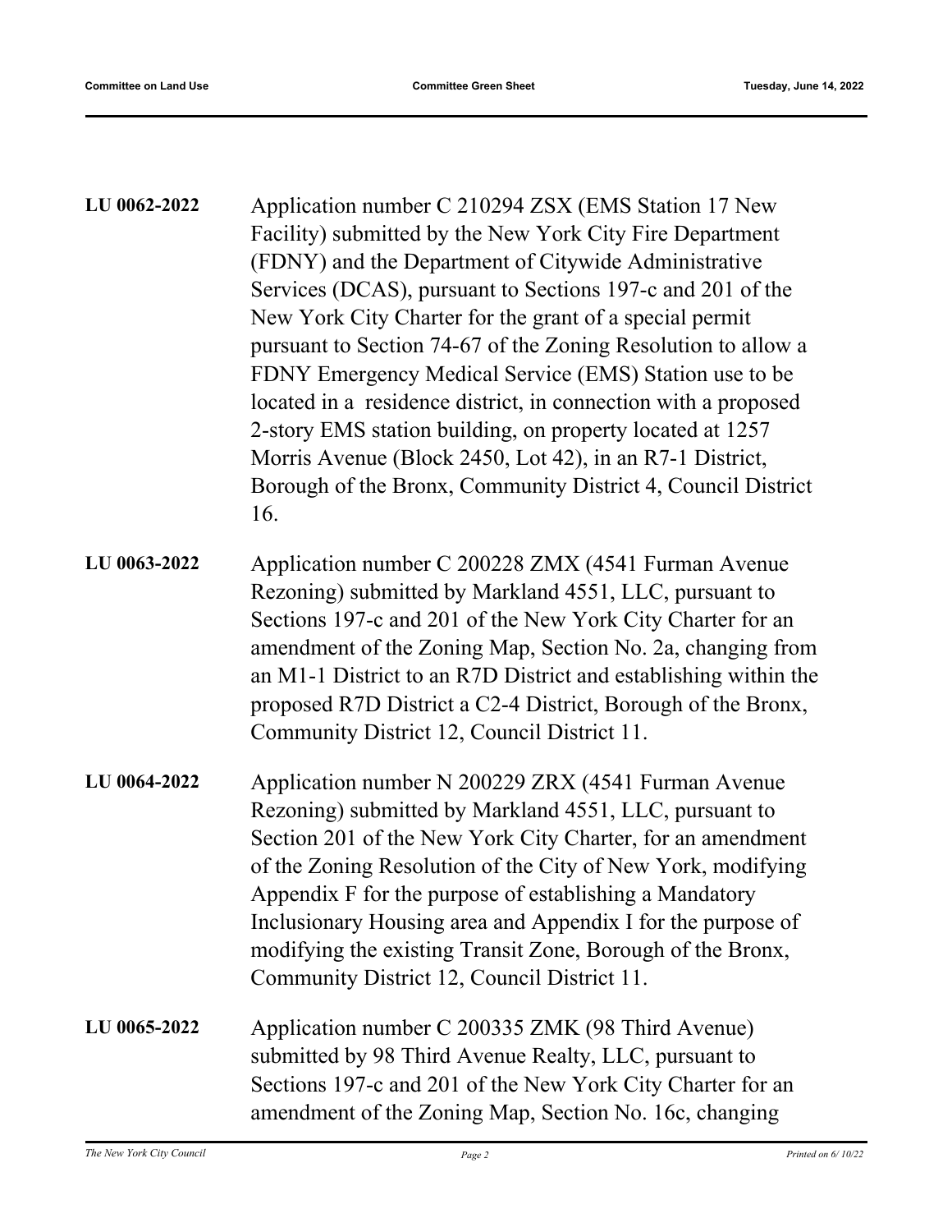**LU 0062-2022** Application number C 210294 ZSX (EMS Station 17 New Facility) submitted by the New York City Fire Department (FDNY) and the Department of Citywide Administrative Services (DCAS), pursuant to Sections 197-c and 201 of the New York City Charter for the grant of a special permit pursuant to Section 74-67 of the Zoning Resolution to allow a FDNY Emergency Medical Service (EMS) Station use to be located in a residence district, in connection with a proposed 2-story EMS station building, on property located at 1257 Morris Avenue (Block 2450, Lot 42), in an R7-1 District, Borough of the Bronx, Community District 4, Council District 16.

**LU 0063-2022** Application number C 200228 ZMX (4541 Furman Avenue Rezoning) submitted by Markland 4551, LLC, pursuant to Sections 197-c and 201 of the New York City Charter for an amendment of the Zoning Map, Section No. 2a, changing from an M1-1 District to an R7D District and establishing within the proposed R7D District a C2-4 District, Borough of the Bronx, Community District 12, Council District 11.

**LU 0064-2022** Application number N 200229 ZRX (4541 Furman Avenue Rezoning) submitted by Markland 4551, LLC, pursuant to Section 201 of the New York City Charter, for an amendment of the Zoning Resolution of the City of New York, modifying Appendix F for the purpose of establishing a Mandatory Inclusionary Housing area and Appendix I for the purpose of modifying the existing Transit Zone, Borough of the Bronx, Community District 12, Council District 11.

**LU 0065-2022** Application number C 200335 ZMK (98 Third Avenue) submitted by 98 Third Avenue Realty, LLC, pursuant to Sections 197-c and 201 of the New York City Charter for an amendment of the Zoning Map, Section No. 16c, changing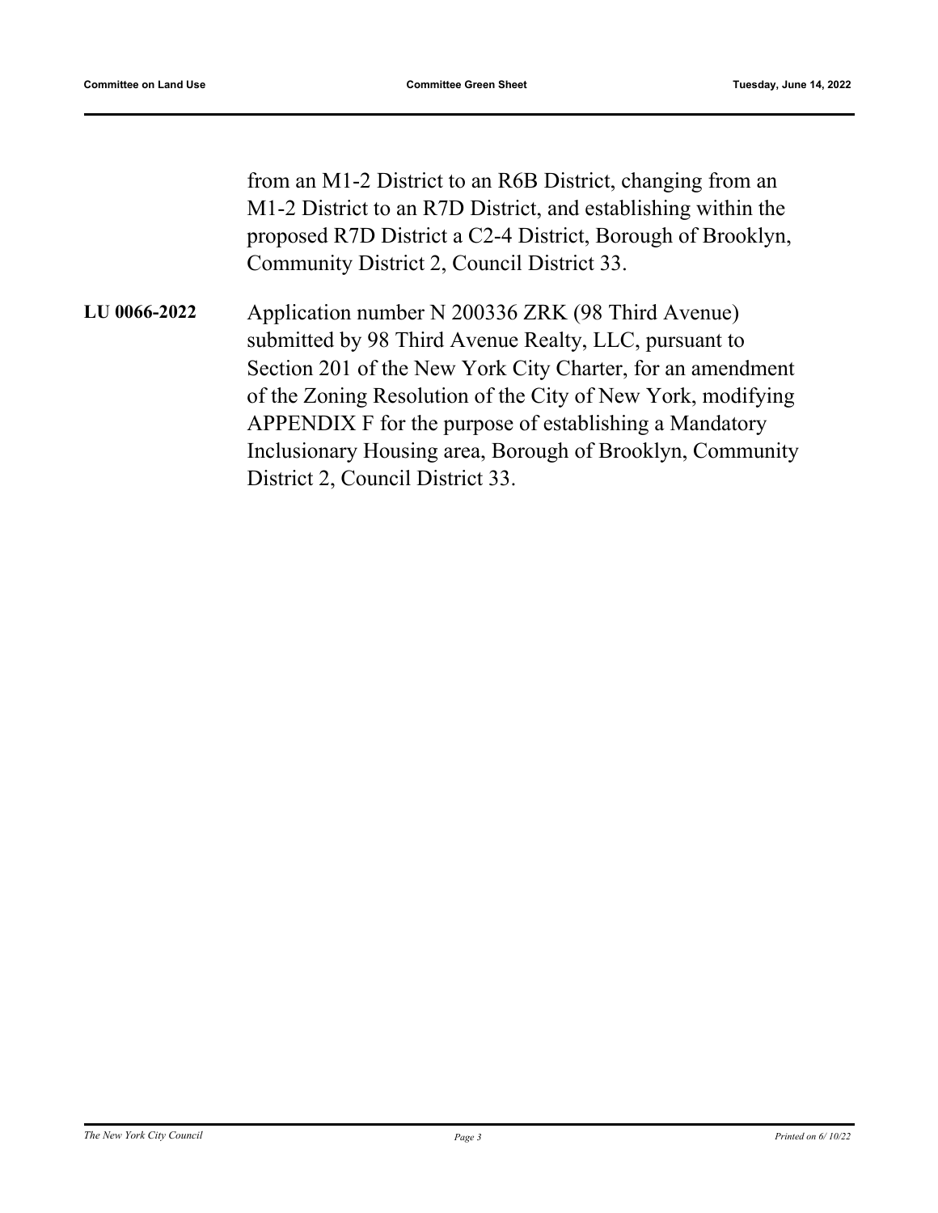from an M1-2 District to an R6B District, changing from an M1-2 District to an R7D District, and establishing within the proposed R7D District a C2-4 District, Borough of Brooklyn, Community District 2, Council District 33.

**LU 0066-2022** Application number N 200336 ZRK (98 Third Avenue) submitted by 98 Third Avenue Realty, LLC, pursuant to Section 201 of the New York City Charter, for an amendment of the Zoning Resolution of the City of New York, modifying APPENDIX F for the purpose of establishing a Mandatory Inclusionary Housing area, Borough of Brooklyn, Community District 2, Council District 33.